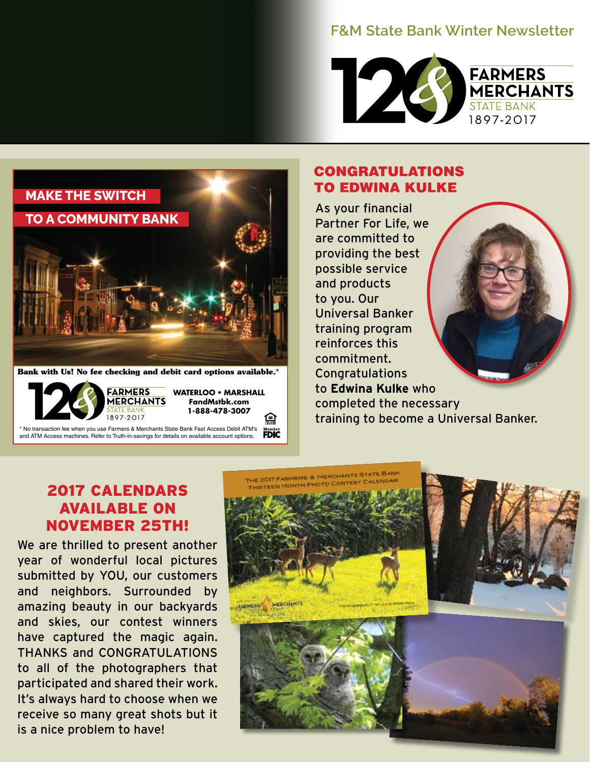# F&M State Bank Winter Newsletter

120 FARMERS & MERCHANTS STATE BANK 1897-2017

## MAKE THE SWITCH TO A COMMUNITY BANK

**Bank with Us! No fee checking and debit card options available.***

120 FARMERS & MERCHANTS STATE BANK 1897-2017

**WATERLOO • MARSHALL**
**FandMstbk.com**
**1-888-478-3007**

* No transaction fee when you use Farmers & Merchants State Bank Fast Access Debit ATM's and ATM Access machines. Refer to Truth-in-savings for details on available account options.

Member FDIC

## CONGRATULATIONS TO EDWINA KULKE

As your financial Partner For Life, we are committed to providing the best possible service and products to you. Our Universal Banker training program reinforces this commitment. Congratulations to **Edwina Kulke** who completed the necessary training to become a Universal Banker.

## 2017 CALENDARS AVAILABLE ON NOVEMBER 25TH!

We are thrilled to present another year of wonderful local pictures submitted by YOU, our customers and neighbors. Surrounded by amazing beauty in our backyards and skies, our contest winners have captured the magic again. THANKS and CONGRATULATIONS to all of the photographers that participated and shared their work. It's always hard to choose when we receive so many great shots but it is a nice problem to have!

THE 2017 FARMERS & MERCHANTS STATE BANK THIRTEEN MONTH PHOTO CONTEST CALENDAR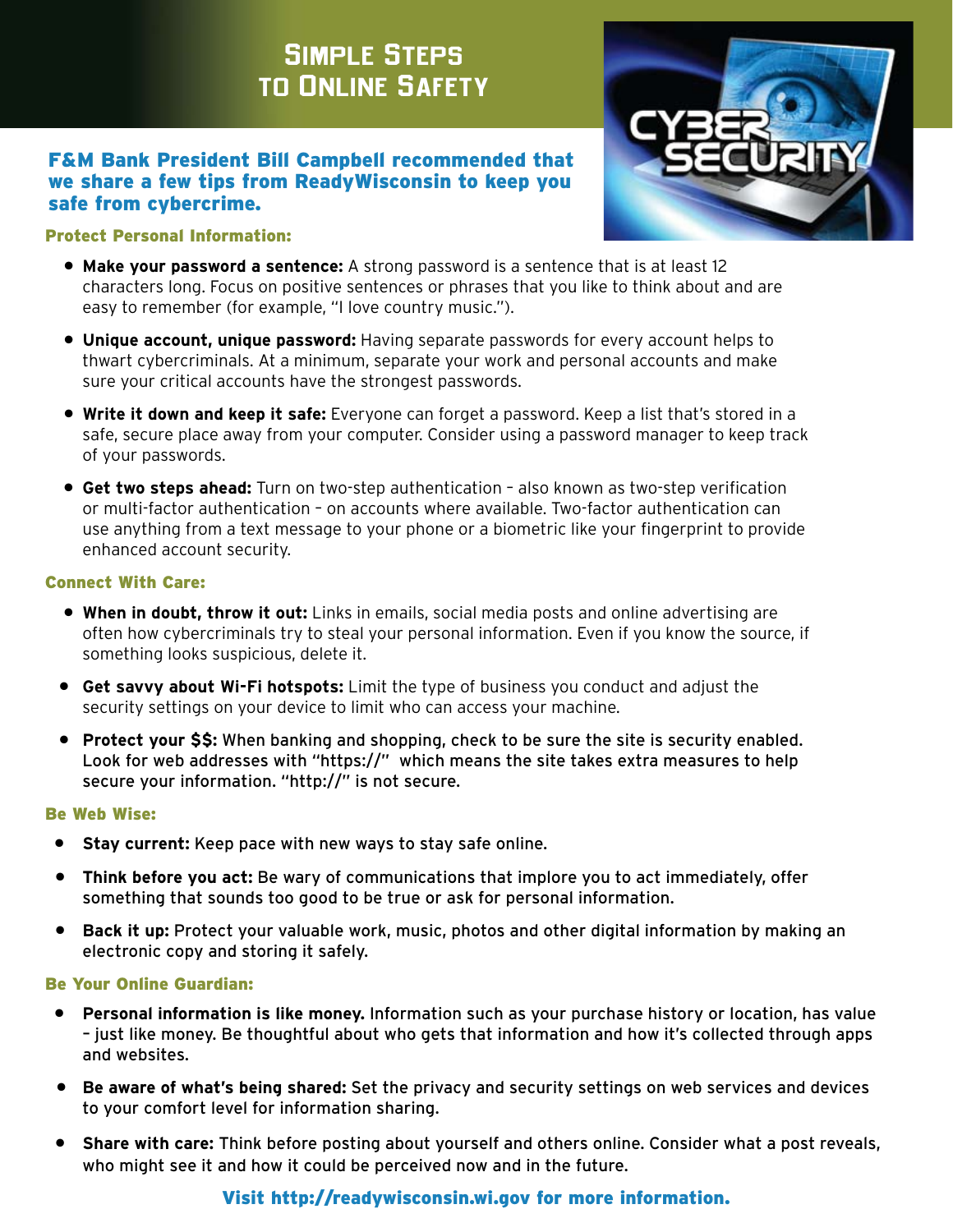# Simple Steps to Online Safety

**F&M Bank President Bill Campbell recommended that we share a few tips from ReadyWisconsin to keep you safe from cybercrime.**

### Protect Personal Information:

- **Make your password a sentence:** A strong password is a sentence that is at least 12 characters long. Focus on positive sentences or phrases that you like to think about and are easy to remember (for example, "I love country music.").
- **Unique account, unique password:** Having separate passwords for every account helps to thwart cybercriminals. At a minimum, separate your work and personal accounts and make sure your critical accounts have the strongest passwords.
- **Write it down and keep it safe:** Everyone can forget a password. Keep a list that's stored in a safe, secure place away from your computer. Consider using a password manager to keep track of your passwords.
- **Get two steps ahead:** Turn on two-step authentication – also known as two-step verification or multi-factor authentication – on accounts where available. Two-factor authentication can use anything from a text message to your phone or a biometric like your fingerprint to provide enhanced account security.

### Connect With Care:

- **When in doubt, throw it out:** Links in emails, social media posts and online advertising are often how cybercriminals try to steal your personal information. Even if you know the source, if something looks suspicious, delete it.
- **Get savvy about Wi-Fi hotspots:** Limit the type of business you conduct and adjust the security settings on your device to limit who can access your machine.
- **Protect your $$:** When banking and shopping, check to be sure the site is security enabled. Look for web addresses with "https://" which means the site takes extra measures to help secure your information. "http://" is not secure.

### Be Web Wise:

- **Stay current:** Keep pace with new ways to stay safe online.
- **Think before you act:** Be wary of communications that implore you to act immediately, offer something that sounds too good to be true or ask for personal information.
- **Back it up:** Protect your valuable work, music, photos and other digital information by making an electronic copy and storing it safely.

### Be Your Online Guardian:

- **Personal information is like money.** Information such as your purchase history or location, has value – just like money. Be thoughtful about who gets that information and how it's collected through apps and websites.
- **Be aware of what's being shared:** Set the privacy and security settings on web services and devices to your comfort level for information sharing.
- **Share with care:** Think before posting about yourself and others online. Consider what a post reveals, who might see it and how it could be perceived now and in the future.

**Visit http://readywisconsin.wi.gov for more information.**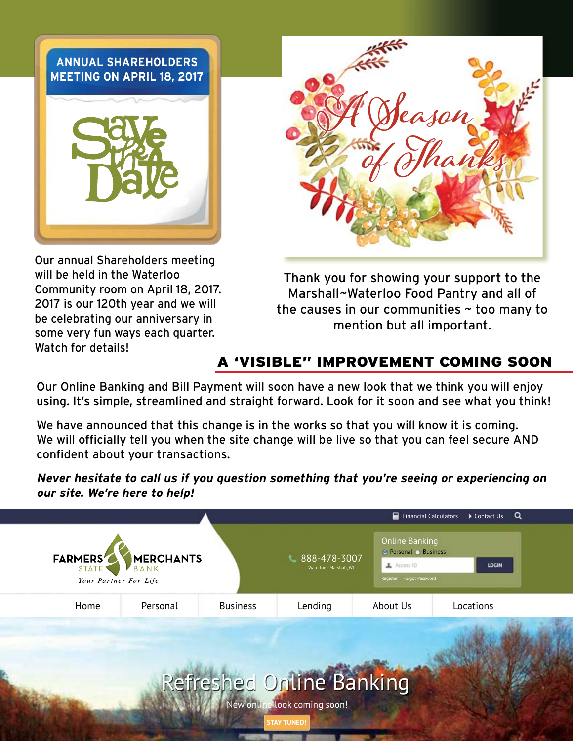## ANNUAL SHAREHOLDERS MEETING ON APRIL 18, 2017

Save the Date

Our annual Shareholders meeting will be held in the Waterloo Community room on April 18, 2017. 2017 is our 120th year and we will be celebrating our anniversary in some very fun ways each quarter. Watch for details!

A Season of Thanks

Thank you for showing your support to the Marshall~Waterloo Food Pantry and all of the causes in our communities ~ too many to mention but all important.

## A 'VISIBLE" IMPROVEMENT COMING SOON

Our Online Banking and Bill Payment will soon have a new look that we think you will enjoy using. It's simple, streamlined and straight forward. Look for it soon and see what you think!

We have announced that this change is in the works so that you will know it is coming. We will officially tell you when the site change will be live so that you can feel secure AND confident about your transactions.

***Never hesitate to call us if you question something that you're seeing or experiencing on our site. We're here to help!***

Financial Calculators | Contact Us

FARMERS & MERCHANTS STATE BANK
*Your Partner For Life*

888-478-3007
Waterloo - Marshall, WI

Online Banking
Personal | Business
Access ID
LOGIN
Register | Forgot Password

Home | Personal | Business | Lending | About Us | Locations

Refreshed Online Banking

New online look coming soon!

STAY TUNED!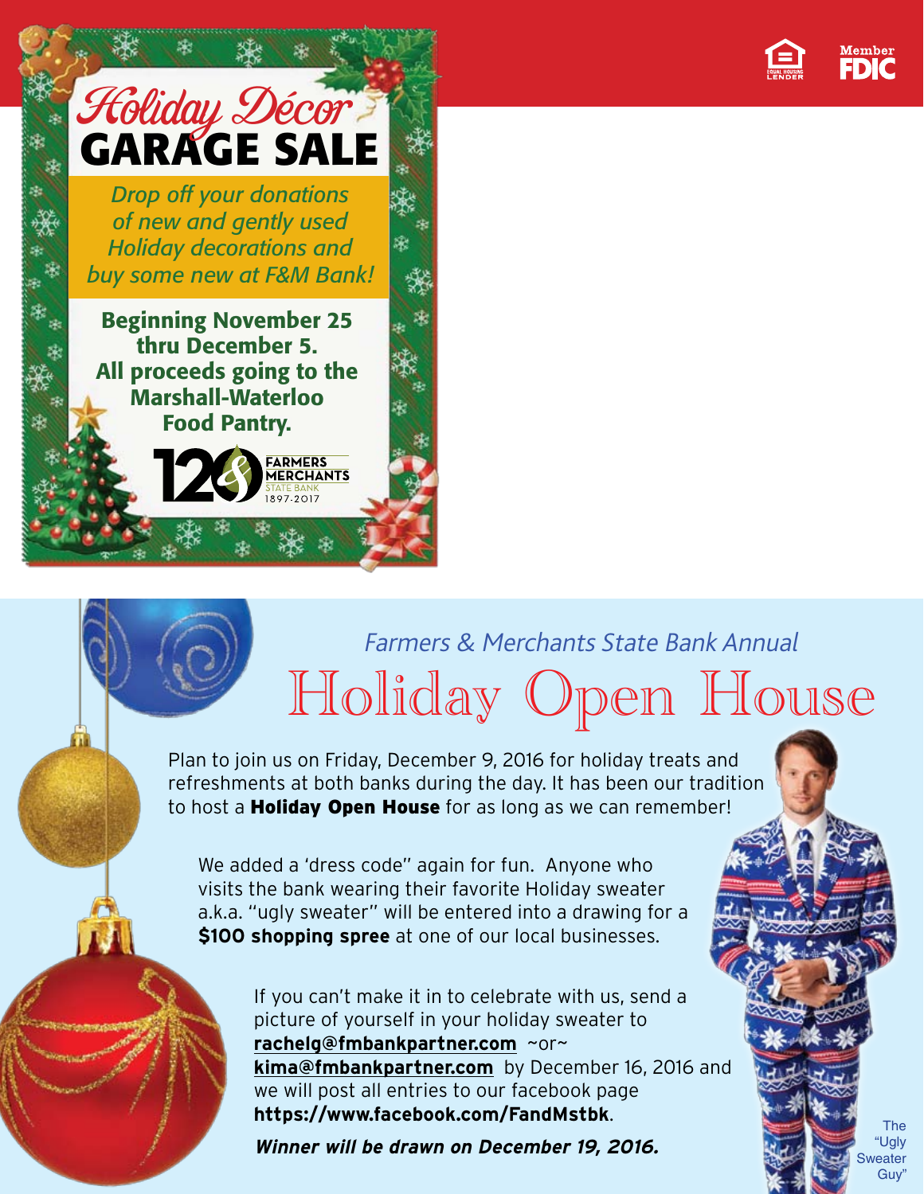# Holiday Décor GARAGE SALE

*Drop off your donations of new and gently used Holiday decorations and buy some new at F&M Bank!*

**Beginning November 25 thru December 5. All proceeds going to the Marshall-Waterloo Food Pantry.**

120 FARMERS & MERCHANTS STATE BANK 1897-2017

*Farmers & Merchants State Bank Annual*

# Holiday Open House

Plan to join us on Friday, December 9, 2016 for holiday treats and refreshments at both banks during the day. It has been our tradition to host a **Holiday Open House** for as long as we can remember!

We added a 'dress code" again for fun. Anyone who visits the bank wearing their favorite Holiday sweater a.k.a. "ugly sweater" will be entered into a drawing for a **$100 shopping spree** at one of our local businesses.

If you can't make it in to celebrate with us, send a picture of yourself in your holiday sweater to **rachelg@fmbankpartner.com** ~or~ **kima@fmbankpartner.com** by December 16, 2016 and we will post all entries to our facebook page **https://www.facebook.com/FandMstbk**.

***Winner will be drawn on December 19, 2016.***

The "Ugly Sweater Guy"